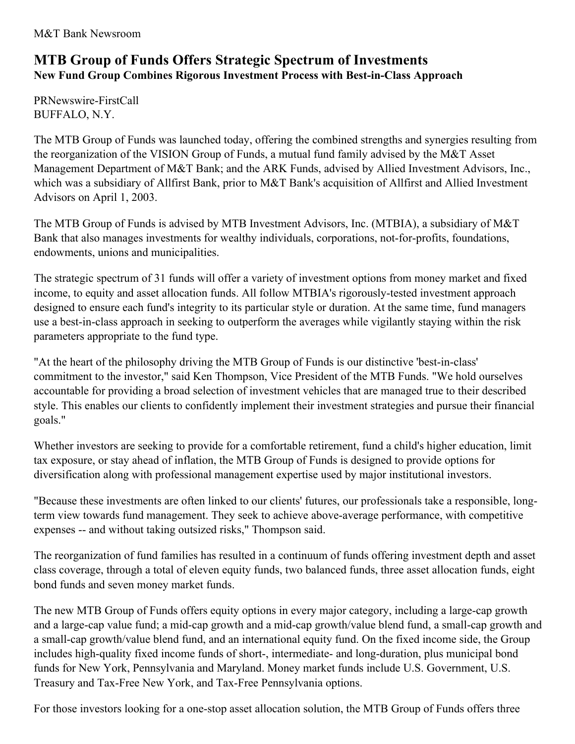M&T Bank Newsroom

# MTB Group of Funds Offers Strategic Spectrum of Investments

## New Fund Group Combines Rigorous Investment Process with Best-in-Class Approach

PRNewswire-FirstCall
BUFFALO, N.Y.

The MTB Group of Funds was launched today, offering the combined strengths and synergies resulting from the reorganization of the VISION Group of Funds, a mutual fund family advised by the M&T Asset Management Department of M&T Bank; and the ARK Funds, advised by Allied Investment Advisors, Inc., which was a subsidiary of Allfirst Bank, prior to M&T Bank's acquisition of Allfirst and Allied Investment Advisors on April 1, 2003.

The MTB Group of Funds is advised by MTB Investment Advisors, Inc. (MTBIA), a subsidiary of M&T Bank that also manages investments for wealthy individuals, corporations, not-for-profits, foundations, endowments, unions and municipalities.

The strategic spectrum of 31 funds will offer a variety of investment options from money market and fixed income, to equity and asset allocation funds. All follow MTBIA's rigorously-tested investment approach designed to ensure each fund's integrity to its particular style or duration. At the same time, fund managers use a best-in-class approach in seeking to outperform the averages while vigilantly staying within the risk parameters appropriate to the fund type.

"At the heart of the philosophy driving the MTB Group of Funds is our distinctive 'best-in-class' commitment to the investor," said Ken Thompson, Vice President of the MTB Funds. "We hold ourselves accountable for providing a broad selection of investment vehicles that are managed true to their described style. This enables our clients to confidently implement their investment strategies and pursue their financial goals."

Whether investors are seeking to provide for a comfortable retirement, fund a child's higher education, limit tax exposure, or stay ahead of inflation, the MTB Group of Funds is designed to provide options for diversification along with professional management expertise used by major institutional investors.

"Because these investments are often linked to our clients' futures, our professionals take a responsible, long-term view towards fund management. They seek to achieve above-average performance, with competitive expenses -- and without taking outsized risks," Thompson said.

The reorganization of fund families has resulted in a continuum of funds offering investment depth and asset class coverage, through a total of eleven equity funds, two balanced funds, three asset allocation funds, eight bond funds and seven money market funds.

The new MTB Group of Funds offers equity options in every major category, including a large-cap growth and a large-cap value fund; a mid-cap growth and a mid-cap growth/value blend fund, a small-cap growth and a small-cap growth/value blend fund, and an international equity fund. On the fixed income side, the Group includes high-quality fixed income funds of short-, intermediate- and long-duration, plus municipal bond funds for New York, Pennsylvania and Maryland. Money market funds include U.S. Government, U.S. Treasury and Tax-Free New York, and Tax-Free Pennsylvania options.

For those investors looking for a one-stop asset allocation solution, the MTB Group of Funds offers three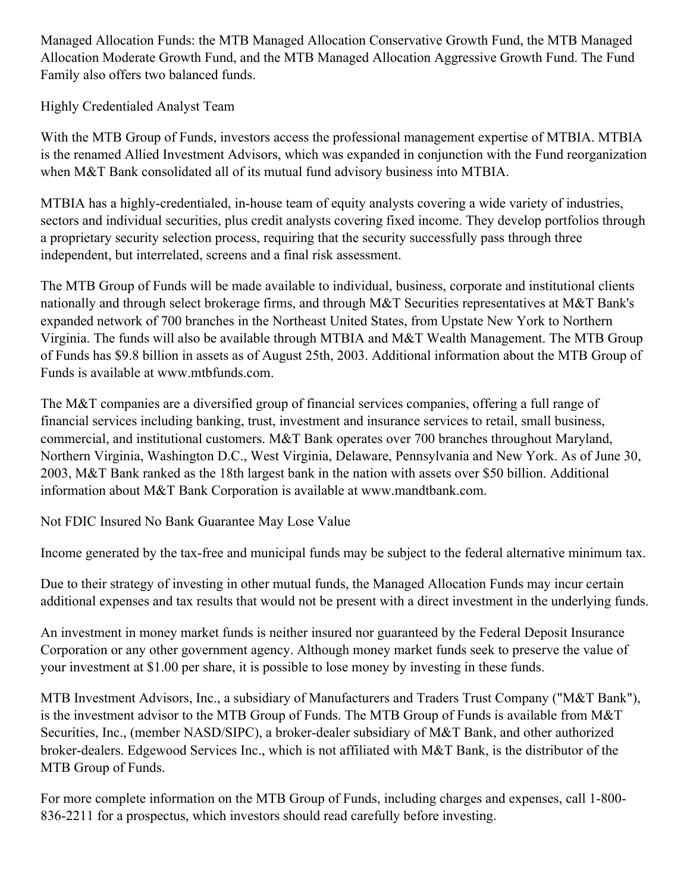Managed Allocation Funds: the MTB Managed Allocation Conservative Growth Fund, the MTB Managed Allocation Moderate Growth Fund, and the MTB Managed Allocation Aggressive Growth Fund. The Fund Family also offers two balanced funds.

## Highly Credentialed Analyst Team

With the MTB Group of Funds, investors access the professional management expertise of MTBIA. MTBIA is the renamed Allied Investment Advisors, which was expanded in conjunction with the Fund reorganization when M&T Bank consolidated all of its mutual fund advisory business into MTBIA.

MTBIA has a highly-credentialed, in-house team of equity analysts covering a wide variety of industries, sectors and individual securities, plus credit analysts covering fixed income. They develop portfolios through a proprietary security selection process, requiring that the security successfully pass through three independent, but interrelated, screens and a final risk assessment.

The MTB Group of Funds will be made available to individual, business, corporate and institutional clients nationally and through select brokerage firms, and through M&T Securities representatives at M&T Bank's expanded network of 700 branches in the Northeast United States, from Upstate New York to Northern Virginia. The funds will also be available through MTBIA and M&T Wealth Management. The MTB Group of Funds has $9.8 billion in assets as of August 25th, 2003. Additional information about the MTB Group of Funds is available at www.mtbfunds.com.

The M&T companies are a diversified group of financial services companies, offering a full range of financial services including banking, trust, investment and insurance services to retail, small business, commercial, and institutional customers. M&T Bank operates over 700 branches throughout Maryland, Northern Virginia, Washington D.C., West Virginia, Delaware, Pennsylvania and New York. As of June 30, 2003, M&T Bank ranked as the 18th largest bank in the nation with assets over $50 billion. Additional information about M&T Bank Corporation is available at www.mandtbank.com.

Not FDIC Insured No Bank Guarantee May Lose Value

Income generated by the tax-free and municipal funds may be subject to the federal alternative minimum tax.

Due to their strategy of investing in other mutual funds, the Managed Allocation Funds may incur certain additional expenses and tax results that would not be present with a direct investment in the underlying funds.

An investment in money market funds is neither insured nor guaranteed by the Federal Deposit Insurance Corporation or any other government agency. Although money market funds seek to preserve the value of your investment at $1.00 per share, it is possible to lose money by investing in these funds.

MTB Investment Advisors, Inc., a subsidiary of Manufacturers and Traders Trust Company ("M&T Bank"), is the investment advisor to the MTB Group of Funds. The MTB Group of Funds is available from M&T Securities, Inc., (member NASD/SIPC), a broker-dealer subsidiary of M&T Bank, and other authorized broker-dealers. Edgewood Services Inc., which is not affiliated with M&T Bank, is the distributor of the MTB Group of Funds.

For more complete information on the MTB Group of Funds, including charges and expenses, call 1-800-836-2211 for a prospectus, which investors should read carefully before investing.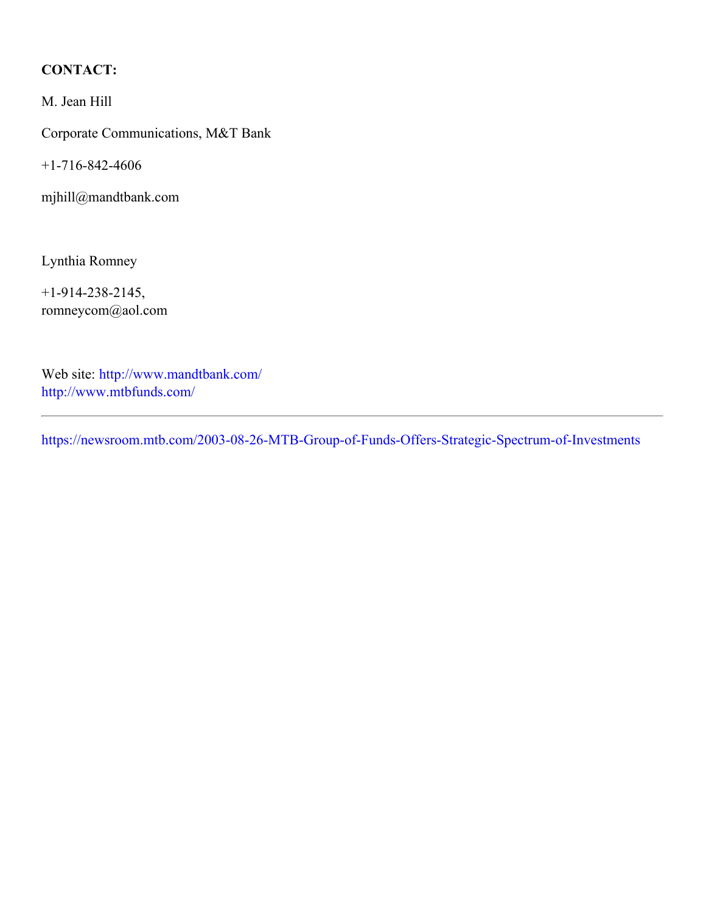**CONTACT:**

M. Jean Hill

Corporate Communications, M&T Bank

+1-716-842-4606

mjhill@mandtbank.com

Lynthia Romney

+1-914-238-2145,
romneycom@aol.com

Web site: http://www.mandtbank.com/
http://www.mtbfunds.com/

---

https://newsroom.mtb.com/2003-08-26-MTB-Group-of-Funds-Offers-Strategic-Spectrum-of-Investments